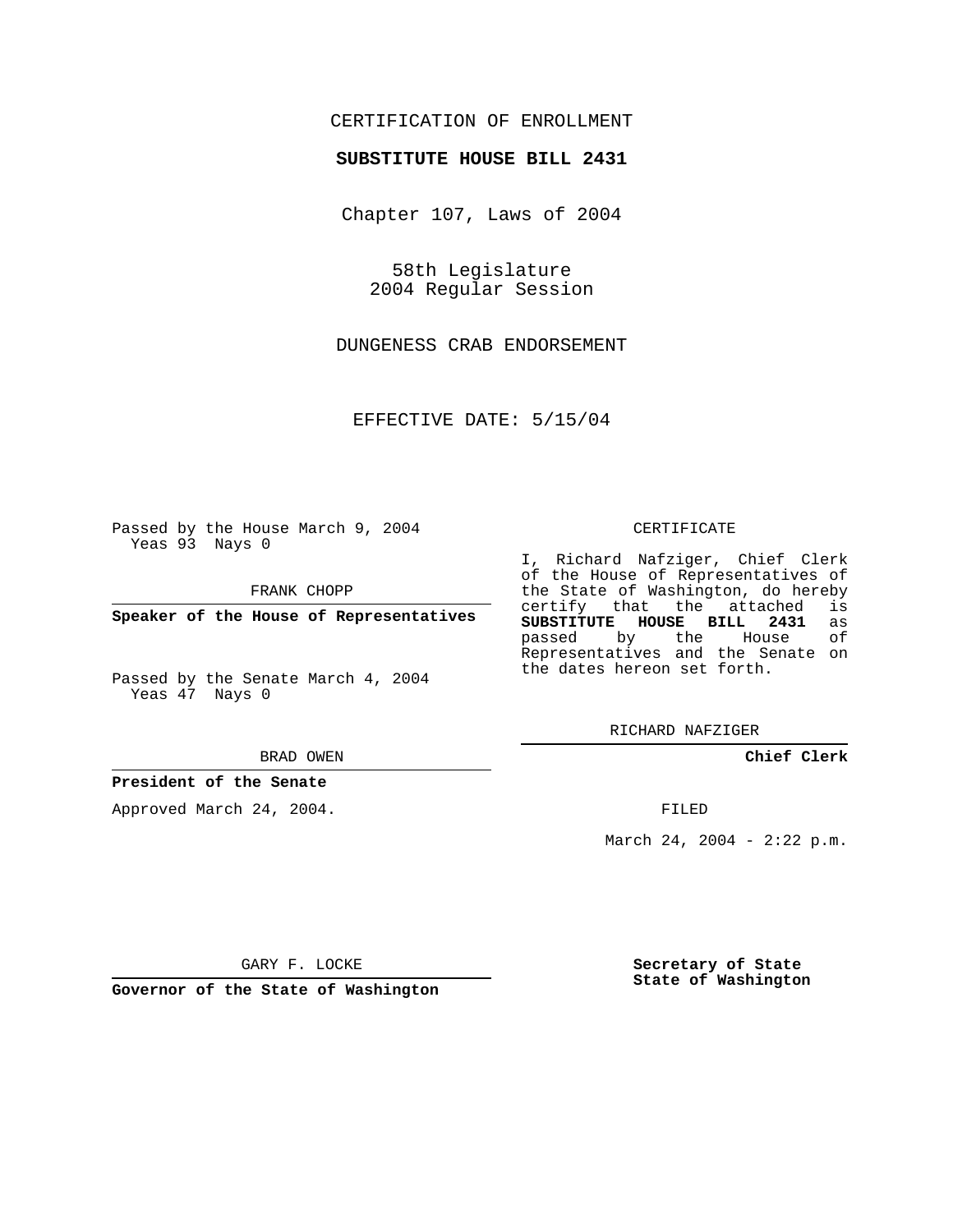CERTIFICATION OF ENROLLMENT

**SUBSTITUTE HOUSE BILL 2431**

Chapter 107, Laws of 2004

58th Legislature
2004 Regular Session

DUNGENESS CRAB ENDORSEMENT

EFFECTIVE DATE: 5/15/04

Passed by the House March 9, 2004
Yeas 93 Nays 0

FRANK CHOPP

**Speaker of the House of Representatives**

Passed by the Senate March 4, 2004
Yeas 47 Nays 0

BRAD OWEN

**President of the Senate**

Approved March 24, 2004.

GARY F. LOCKE

**Governor of the State of Washington**

CERTIFICATE

I, Richard Nafziger, Chief Clerk of the House of Representatives of the State of Washington, do hereby certify that the attached is **SUBSTITUTE HOUSE BILL 2431** as passed by the House of Representatives and the Senate on the dates hereon set forth.

RICHARD NAFZIGER

**Chief Clerk**

FILED

March 24, 2004 - 2:22 p.m.

**Secretary of State**
**State of Washington**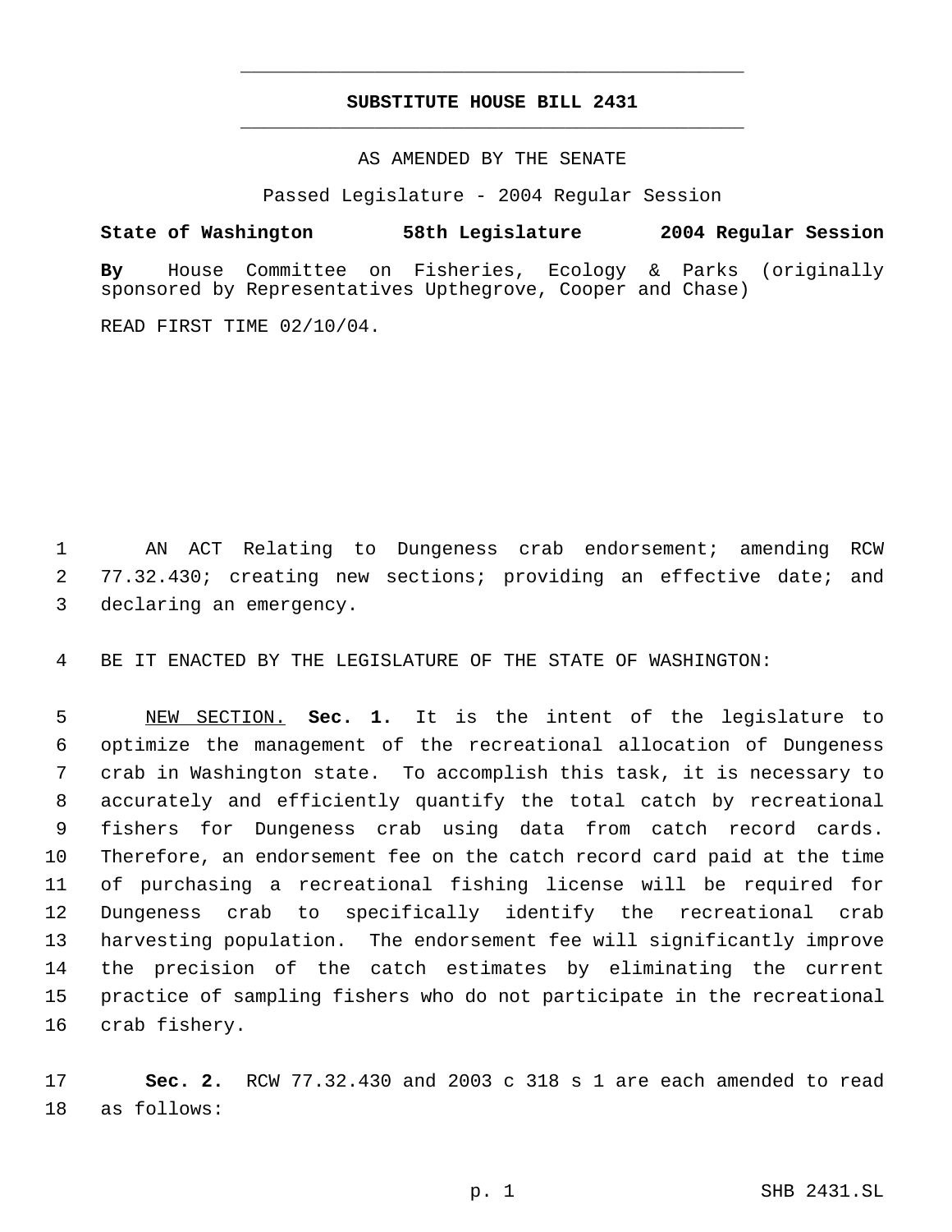# SUBSTITUTE HOUSE BILL 2431

AS AMENDED BY THE SENATE

Passed Legislature - 2004 Regular Session

**State of Washington 58th Legislature 2004 Regular Session**

**By** House Committee on Fisheries, Ecology & Parks (originally sponsored by Representatives Upthegrove, Cooper and Chase)

READ FIRST TIME 02/10/04.

AN ACT Relating to Dungeness crab endorsement; amending RCW 77.32.430; creating new sections; providing an effective date; and declaring an emergency.

BE IT ENACTED BY THE LEGISLATURE OF THE STATE OF WASHINGTON:

NEW SECTION. **Sec. 1.** It is the intent of the legislature to optimize the management of the recreational allocation of Dungeness crab in Washington state. To accomplish this task, it is necessary to accurately and efficiently quantify the total catch by recreational fishers for Dungeness crab using data from catch record cards. Therefore, an endorsement fee on the catch record card paid at the time of purchasing a recreational fishing license will be required for Dungeness crab to specifically identify the recreational crab harvesting population. The endorsement fee will significantly improve the precision of the catch estimates by eliminating the current practice of sampling fishers who do not participate in the recreational crab fishery.

**Sec. 2.** RCW 77.32.430 and 2003 c 318 s 1 are each amended to read as follows: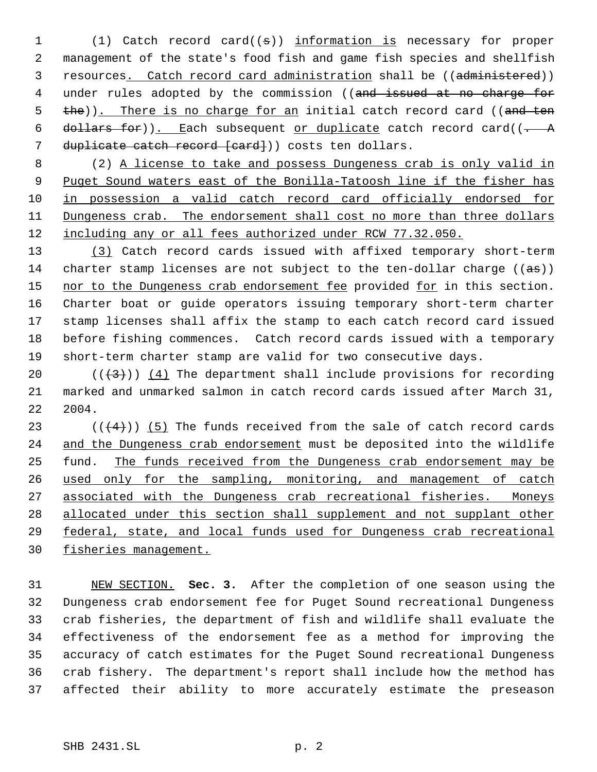(1) Catch record card((s)) information is necessary for proper management of the state's food fish and game fish species and shellfish resources. Catch record card administration shall be ((administered)) under rules adopted by the commission ((and issued at no charge for the)). There is no charge for an initial catch record card ((and ten dollars for)). Each subsequent or duplicate catch record card((. A duplicate catch record [card])) costs ten dollars.

(2) A license to take and possess Dungeness crab is only valid in Puget Sound waters east of the Bonilla-Tatoosh line if the fisher has in possession a valid catch record card officially endorsed for Dungeness crab. The endorsement shall cost no more than three dollars including any or all fees authorized under RCW 77.32.050.

(3) Catch record cards issued with affixed temporary short-term charter stamp licenses are not subject to the ten-dollar charge ((as)) nor to the Dungeness crab endorsement fee provided for in this section. Charter boat or guide operators issuing temporary short-term charter stamp licenses shall affix the stamp to each catch record card issued before fishing commences. Catch record cards issued with a temporary short-term charter stamp are valid for two consecutive days.

(((3))) (4) The department shall include provisions for recording marked and unmarked salmon in catch record cards issued after March 31, 2004.

(((4))) (5) The funds received from the sale of catch record cards and the Dungeness crab endorsement must be deposited into the wildlife fund. The funds received from the Dungeness crab endorsement may be used only for the sampling, monitoring, and management of catch associated with the Dungeness crab recreational fisheries. Moneys allocated under this section shall supplement and not supplant other federal, state, and local funds used for Dungeness crab recreational fisheries management.

NEW SECTION. **Sec. 3.** After the completion of one season using the Dungeness crab endorsement fee for Puget Sound recreational Dungeness crab fisheries, the department of fish and wildlife shall evaluate the effectiveness of the endorsement fee as a method for improving the accuracy of catch estimates for the Puget Sound recreational Dungeness crab fishery. The department's report shall include how the method has affected their ability to more accurately estimate the preseason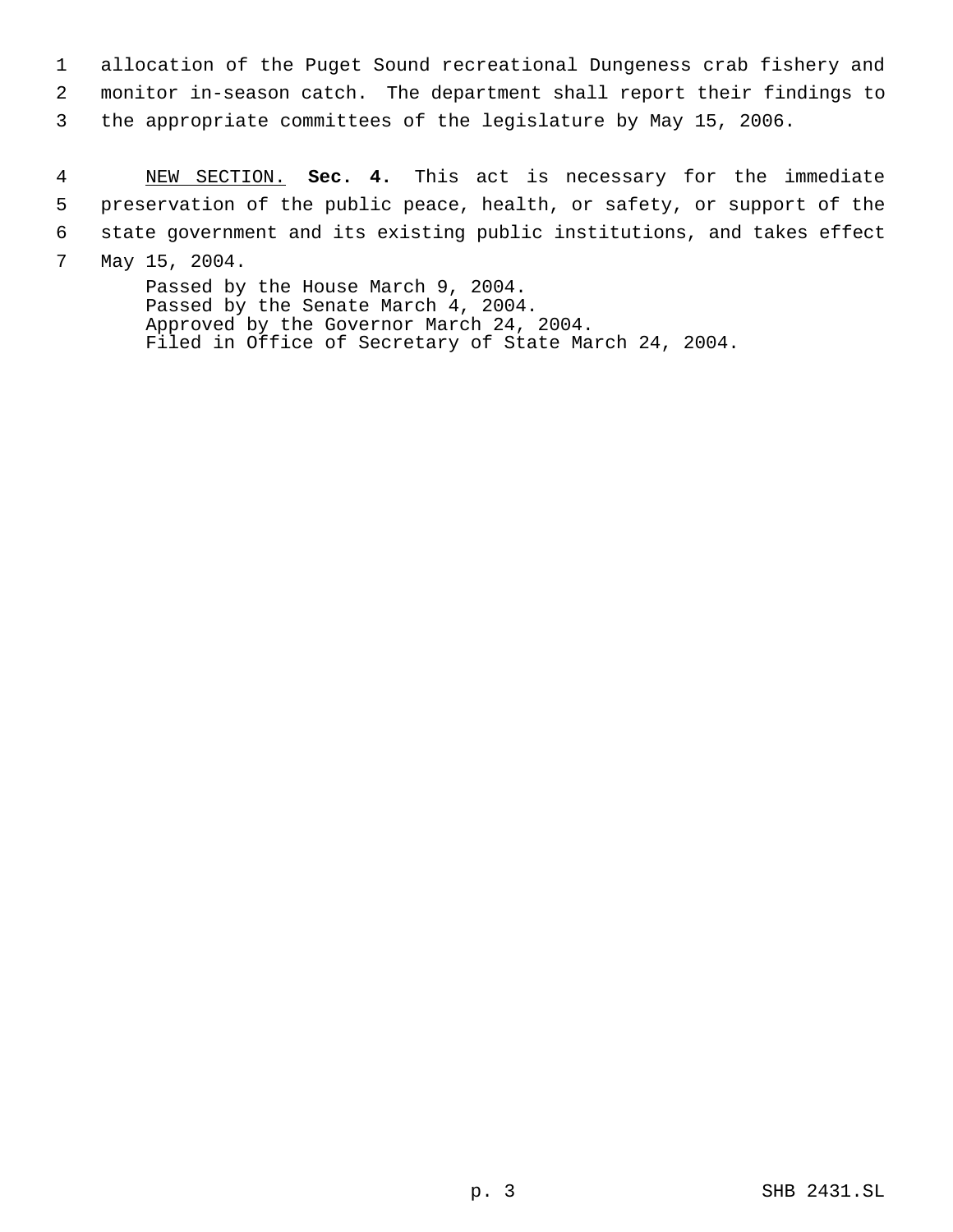allocation of the Puget Sound recreational Dungeness crab fishery and monitor in-season catch. The department shall report their findings to the appropriate committees of the legislature by May 15, 2006.

NEW SECTION. **Sec. 4.** This act is necessary for the immediate preservation of the public peace, health, or safety, or support of the state government and its existing public institutions, and takes effect May 15, 2004.

Passed by the House March 9, 2004.
Passed by the Senate March 4, 2004.
Approved by the Governor March 24, 2004.
Filed in Office of Secretary of State March 24, 2004.